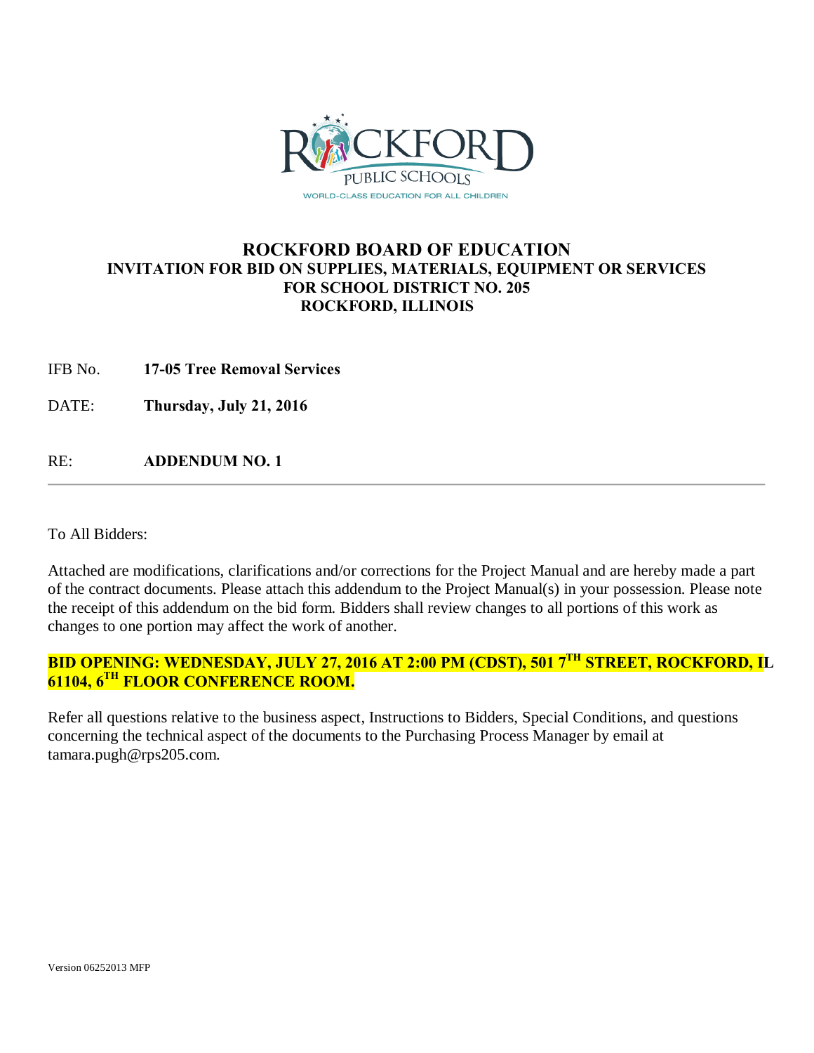# ROCKFORD BOARD OF EDUCATION

## INVITATION FOR BID ON SUPPLIES, MATERIALS, EQUIPMENT OR SERVICES FOR SCHOOL DISTRICT NO. 205 ROCKFORD, ILLINOIS

IFB No. **17-05 Tree Removal Services**

DATE: **Thursday, July 21, 2016**

RE: **ADDENDUM NO. 1**

---

To All Bidders:

Attached are modifications, clarifications and/or corrections for the Project Manual and are hereby made a part of the contract documents. Please attach this addendum to the Project Manual(s) in your possession. Please note the receipt of this addendum on the bid form. Bidders shall review changes to all portions of this work as changes to one portion may affect the work of another.

**BID OPENING: WEDNESDAY, JULY 27, 2016 AT 2:00 PM (CDST), 501 7TH STREET, ROCKFORD, IL 61104, 6TH FLOOR CONFERENCE ROOM.**

Refer all questions relative to the business aspect, Instructions to Bidders, Special Conditions, and questions concerning the technical aspect of the documents to the Purchasing Process Manager by email at tamara.pugh@rps205.com.

Version 06252013 MFP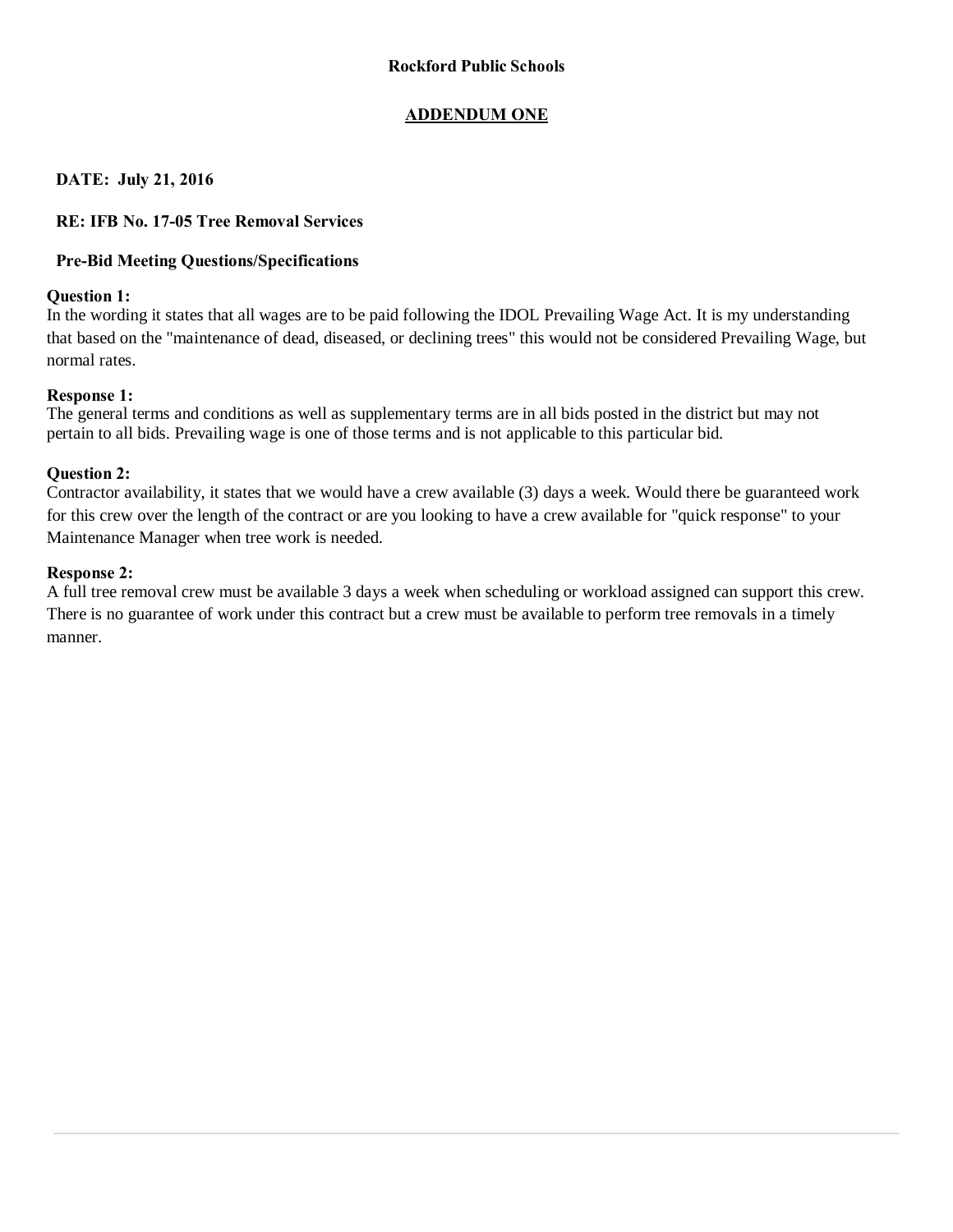**Rockford Public Schools**

# ADDENDUM ONE

**DATE: July 21, 2016**

**RE: IFB No. 17-05 Tree Removal Services**

**Pre-Bid Meeting Questions/Specifications**

**Question 1:**
In the wording it states that all wages are to be paid following the IDOL Prevailing Wage Act. It is my understanding that based on the "maintenance of dead, diseased, or declining trees" this would not be considered Prevailing Wage, but normal rates.

**Response 1:**
The general terms and conditions as well as supplementary terms are in all bids posted in the district but may not pertain to all bids. Prevailing wage is one of those terms and is not applicable to this particular bid.

**Question 2:**
Contractor availability, it states that we would have a crew available (3) days a week. Would there be guaranteed work for this crew over the length of the contract or are you looking to have a crew available for "quick response" to your Maintenance Manager when tree work is needed.

**Response 2:**
A full tree removal crew must be available 3 days a week when scheduling or workload assigned can support this crew. There is no guarantee of work under this contract but a crew must be available to perform tree removals in a timely manner.